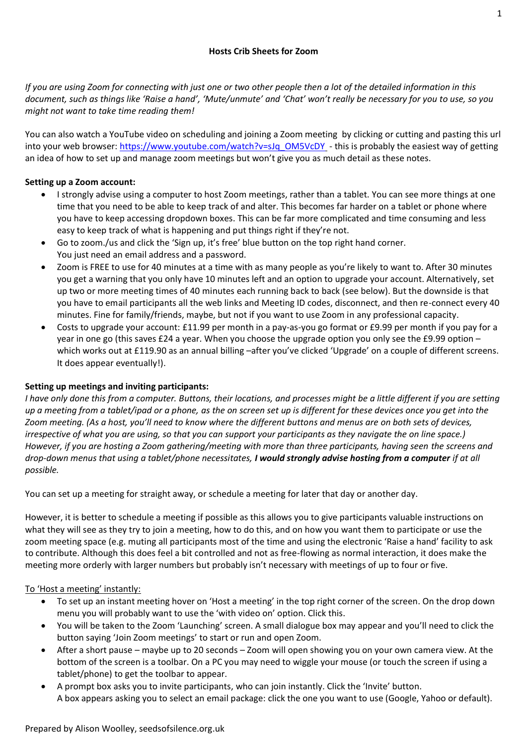**Hosts Crib Sheets for Zoom**

*If you are using Zoom for connecting with just one or two other people then a lot of the detailed information in this document, such as things like 'Raise a hand', 'Mute/unmute' and 'Chat' won't really be necessary for you to use, so you might not want to take time reading them!*

You can also watch a YouTube video on scheduling and joining a Zoom meeting by clicking or cutting and pasting this url into your web browser: https://www.youtube.com/watch?v=sJq_OM5VcDY - this is probably the easiest way of getting an idea of how to set up and manage zoom meetings but won't give you as much detail as these notes.

**Setting up a Zoom account:**

- I strongly advise using a computer to host Zoom meetings, rather than a tablet. You can see more things at one time that you need to be able to keep track of and alter. This becomes far harder on a tablet or phone where you have to keep accessing dropdown boxes. This can be far more complicated and time consuming and less easy to keep track of what is happening and put things right if they're not.
- Go to zoom./us and click the 'Sign up, it's free' blue button on the top right hand corner. You just need an email address and a password.
- Zoom is FREE to use for 40 minutes at a time with as many people as you're likely to want to. After 30 minutes you get a warning that you only have 10 minutes left and an option to upgrade your account. Alternatively, set up two or more meeting times of 40 minutes each running back to back (see below). But the downside is that you have to email participants all the web links and Meeting ID codes, disconnect, and then re-connect every 40 minutes. Fine for family/friends, maybe, but not if you want to use Zoom in any professional capacity.
- Costs to upgrade your account: £11.99 per month in a pay-as-you go format or £9.99 per month if you pay for a year in one go (this saves £24 a year. When you choose the upgrade option you only see the £9.99 option – which works out at £119.90 as an annual billing –after you've clicked 'Upgrade' on a couple of different screens. It does appear eventually!).

**Setting up meetings and inviting participants:**

*I have only done this from a computer. Buttons, their locations, and processes might be a little different if you are setting up a meeting from a tablet/ipad or a phone, as the on screen set up is different for these devices once you get into the Zoom meeting. (As a host, you'll need to know where the different buttons and menus are on both sets of devices, irrespective of what you are using, so that you can support your participants as they navigate the on line space.) However, if you are hosting a Zoom gathering/meeting with more than three participants, having seen the screens and drop-down menus that using a tablet/phone necessitates,* ***I would strongly advise hosting from a computer*** *if at all possible.*

You can set up a meeting for straight away, or schedule a meeting for later that day or another day.

However, it is better to schedule a meeting if possible as this allows you to give participants valuable instructions on what they will see as they try to join a meeting, how to do this, and on how you want them to participate or use the zoom meeting space (e.g. muting all participants most of the time and using the electronic 'Raise a hand' facility to ask to contribute. Although this does feel a bit controlled and not as free-flowing as normal interaction, it does make the meeting more orderly with larger numbers but probably isn't necessary with meetings of up to four or five.

<u>To 'Host a meeting' instantly:</u>

- To set up an instant meeting hover on 'Host a meeting' in the top right corner of the screen. On the drop down menu you will probably want to use the 'with video on' option. Click this.
- You will be taken to the Zoom 'Launching' screen. A small dialogue box may appear and you'll need to click the button saying 'Join Zoom meetings' to start or run and open Zoom.
- After a short pause – maybe up to 20 seconds – Zoom will open showing you on your own camera view. At the bottom of the screen is a toolbar. On a PC you may need to wiggle your mouse (or touch the screen if using a tablet/phone) to get the toolbar to appear.
- A prompt box asks you to invite participants, who can join instantly. Click the 'Invite' button. A box appears asking you to select an email package: click the one you want to use (Google, Yahoo or default).

Prepared by Alison Woolley, seedsofsilence.org.uk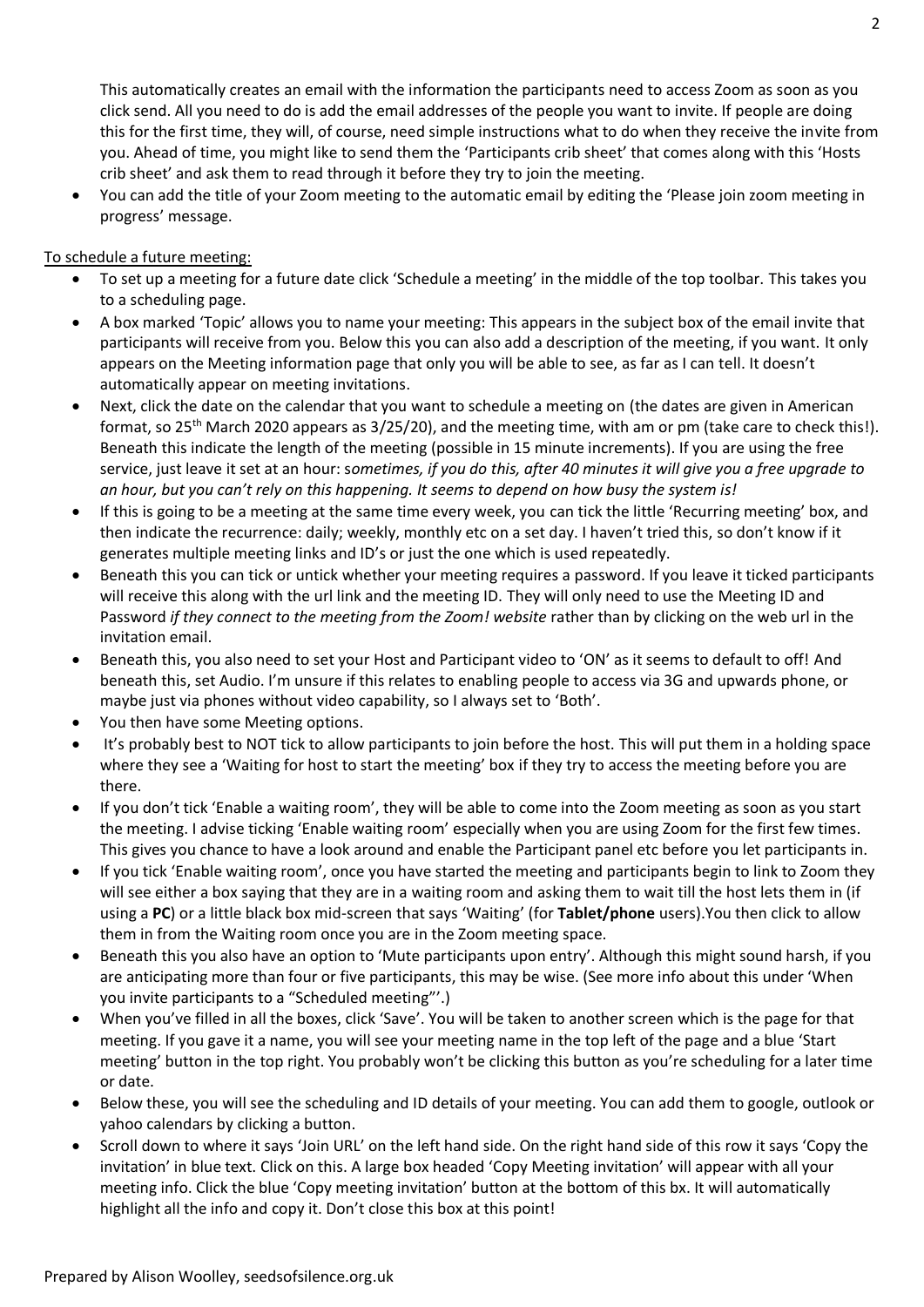This automatically creates an email with the information the participants need to access Zoom as soon as you click send. All you need to do is add the email addresses of the people you want to invite. If people are doing this for the first time, they will, of course, need simple instructions what to do when they receive the invite from you. Ahead of time, you might like to send them the 'Participants crib sheet' that comes along with this 'Hosts crib sheet' and ask them to read through it before they try to join the meeting.

- You can add the title of your Zoom meeting to the automatic email by editing the 'Please join zoom meeting in progress' message.

To schedule a future meeting:

- To set up a meeting for a future date click 'Schedule a meeting' in the middle of the top toolbar. This takes you to a scheduling page.
- A box marked 'Topic' allows you to name your meeting: This appears in the subject box of the email invite that participants will receive from you. Below this you can also add a description of the meeting, if you want. It only appears on the Meeting information page that only you will be able to see, as far as I can tell. It doesn't automatically appear on meeting invitations.
- Next, click the date on the calendar that you want to schedule a meeting on (the dates are given in American format, so 25th March 2020 appears as 3/25/20), and the meeting time, with am or pm (take care to check this!). Beneath this indicate the length of the meeting (possible in 15 minute increments). If you are using the free service, just leave it set at an hour: s*ometimes, if you do this, after 40 minutes it will give you a free upgrade to an hour, but you can't rely on this happening. It seems to depend on how busy the system is!*
- If this is going to be a meeting at the same time every week, you can tick the little 'Recurring meeting' box, and then indicate the recurrence: daily; weekly, monthly etc on a set day. I haven't tried this, so don't know if it generates multiple meeting links and ID's or just the one which is used repeatedly.
- Beneath this you can tick or untick whether your meeting requires a password. If you leave it ticked participants will receive this along with the url link and the meeting ID. They will only need to use the Meeting ID and Password *if they connect to the meeting from the Zoom! website* rather than by clicking on the web url in the invitation email.
- Beneath this, you also need to set your Host and Participant video to 'ON' as it seems to default to off! And beneath this, set Audio. I'm unsure if this relates to enabling people to access via 3G and upwards phone, or maybe just via phones without video capability, so I always set to 'Both'.
- You then have some Meeting options.
- It's probably best to NOT tick to allow participants to join before the host. This will put them in a holding space where they see a 'Waiting for host to start the meeting' box if they try to access the meeting before you are there.
- If you don't tick 'Enable a waiting room', they will be able to come into the Zoom meeting as soon as you start the meeting. I advise ticking 'Enable waiting room' especially when you are using Zoom for the first few times. This gives you chance to have a look around and enable the Participant panel etc before you let participants in.
- If you tick 'Enable waiting room', once you have started the meeting and participants begin to link to Zoom they will see either a box saying that they are in a waiting room and asking them to wait till the host lets them in (if using a **PC**) or a little black box mid-screen that says 'Waiting' (for **Tablet/phone** users).You then click to allow them in from the Waiting room once you are in the Zoom meeting space.
- Beneath this you also have an option to 'Mute participants upon entry'. Although this might sound harsh, if you are anticipating more than four or five participants, this may be wise. (See more info about this under 'When you invite participants to a "Scheduled meeting"'.)
- When you've filled in all the boxes, click 'Save'. You will be taken to another screen which is the page for that meeting. If you gave it a name, you will see your meeting name in the top left of the page and a blue 'Start meeting' button in the top right. You probably won't be clicking this button as you're scheduling for a later time or date.
- Below these, you will see the scheduling and ID details of your meeting. You can add them to google, outlook or yahoo calendars by clicking a button.
- Scroll down to where it says 'Join URL' on the left hand side. On the right hand side of this row it says 'Copy the invitation' in blue text. Click on this. A large box headed 'Copy Meeting invitation' will appear with all your meeting info. Click the blue 'Copy meeting invitation' button at the bottom of this bx. It will automatically highlight all the info and copy it. Don't close this box at this point!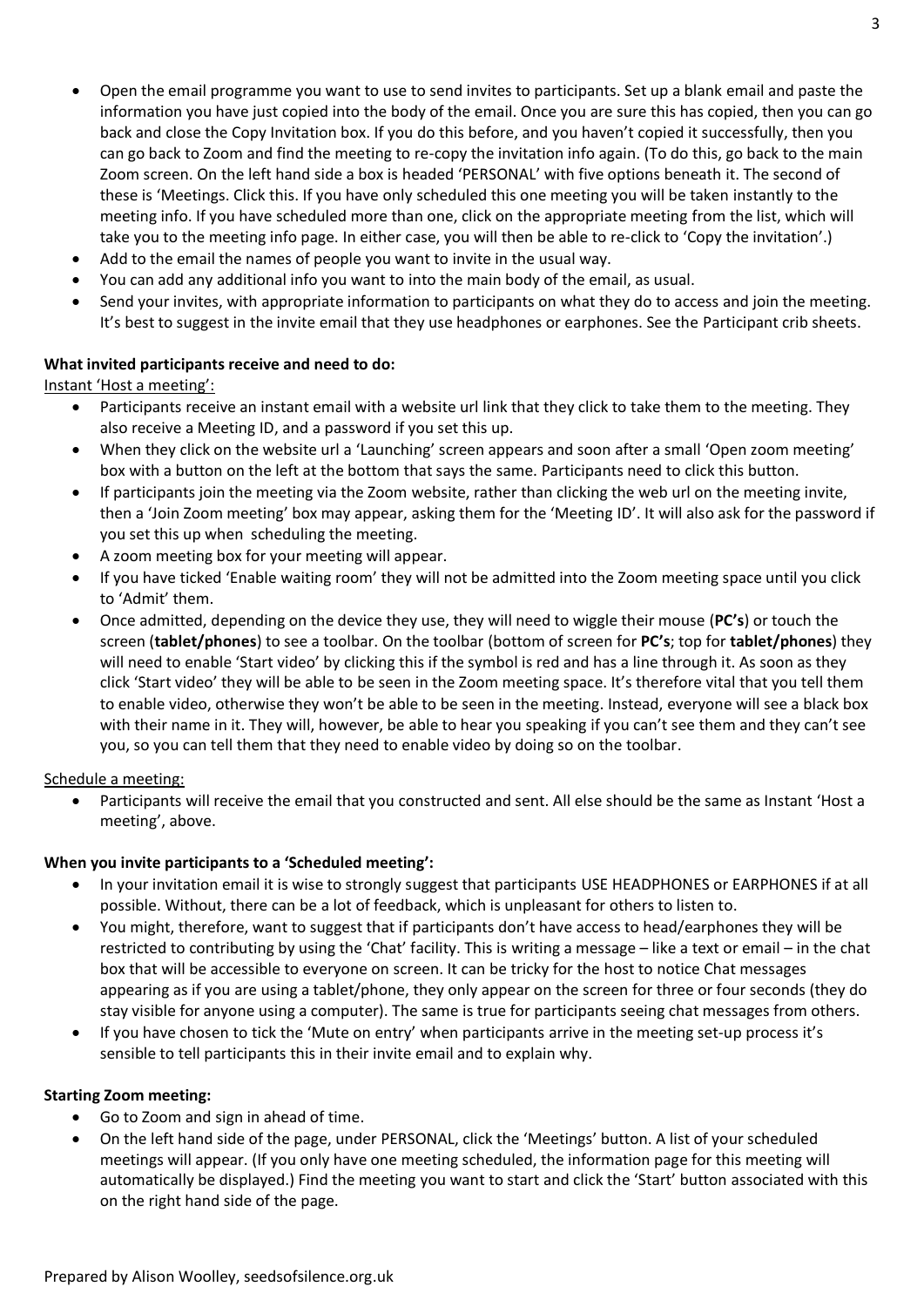- Open the email programme you want to use to send invites to participants. Set up a blank email and paste the information you have just copied into the body of the email. Once you are sure this has copied, then you can go back and close the Copy Invitation box. If you do this before, and you haven't copied it successfully, then you can go back to Zoom and find the meeting to re-copy the invitation info again. (To do this, go back to the main Zoom screen. On the left hand side a box is headed 'PERSONAL' with five options beneath it. The second of these is 'Meetings. Click this. If you have only scheduled this one meeting you will be taken instantly to the meeting info. If you have scheduled more than one, click on the appropriate meeting from the list, which will take you to the meeting info page. In either case, you will then be able to re-click to 'Copy the invitation'.)
- Add to the email the names of people you want to invite in the usual way.
- You can add any additional info you want to into the main body of the email, as usual.
- Send your invites, with appropriate information to participants on what they do to access and join the meeting. It's best to suggest in the invite email that they use headphones or earphones. See the Participant crib sheets.

**What invited participants receive and need to do:**

<u>Instant 'Host a meeting':</u>

- Participants receive an instant email with a website url link that they click to take them to the meeting. They also receive a Meeting ID, and a password if you set this up.
- When they click on the website url a 'Launching' screen appears and soon after a small 'Open zoom meeting' box with a button on the left at the bottom that says the same. Participants need to click this button.
- If participants join the meeting via the Zoom website, rather than clicking the web url on the meeting invite, then a 'Join Zoom meeting' box may appear, asking them for the 'Meeting ID'. It will also ask for the password if you set this up when scheduling the meeting.
- A zoom meeting box for your meeting will appear.
- If you have ticked 'Enable waiting room' they will not be admitted into the Zoom meeting space until you click to 'Admit' them.
- Once admitted, depending on the device they use, they will need to wiggle their mouse (**PC's**) or touch the screen (**tablet/phones**) to see a toolbar. On the toolbar (bottom of screen for **PC's**; top for **tablet/phones**) they will need to enable 'Start video' by clicking this if the symbol is red and has a line through it. As soon as they click 'Start video' they will be able to be seen in the Zoom meeting space. It's therefore vital that you tell them to enable video, otherwise they won't be able to be seen in the meeting. Instead, everyone will see a black box with their name in it. They will, however, be able to hear you speaking if you can't see them and they can't see you, so you can tell them that they need to enable video by doing so on the toolbar.

<u>Schedule a meeting:</u>

- Participants will receive the email that you constructed and sent. All else should be the same as Instant 'Host a meeting', above.

**When you invite participants to a 'Scheduled meeting':**

- In your invitation email it is wise to strongly suggest that participants USE HEADPHONES or EARPHONES if at all possible. Without, there can be a lot of feedback, which is unpleasant for others to listen to.
- You might, therefore, want to suggest that if participants don't have access to head/earphones they will be restricted to contributing by using the 'Chat' facility. This is writing a message – like a text or email – in the chat box that will be accessible to everyone on screen. It can be tricky for the host to notice Chat messages appearing as if you are using a tablet/phone, they only appear on the screen for three or four seconds (they do stay visible for anyone using a computer). The same is true for participants seeing chat messages from others.
- If you have chosen to tick the 'Mute on entry' when participants arrive in the meeting set-up process it's sensible to tell participants this in their invite email and to explain why.

**Starting Zoom meeting:**

- Go to Zoom and sign in ahead of time.
- On the left hand side of the page, under PERSONAL, click the 'Meetings' button. A list of your scheduled meetings will appear. (If you only have one meeting scheduled, the information page for this meeting will automatically be displayed.) Find the meeting you want to start and click the 'Start' button associated with this on the right hand side of the page.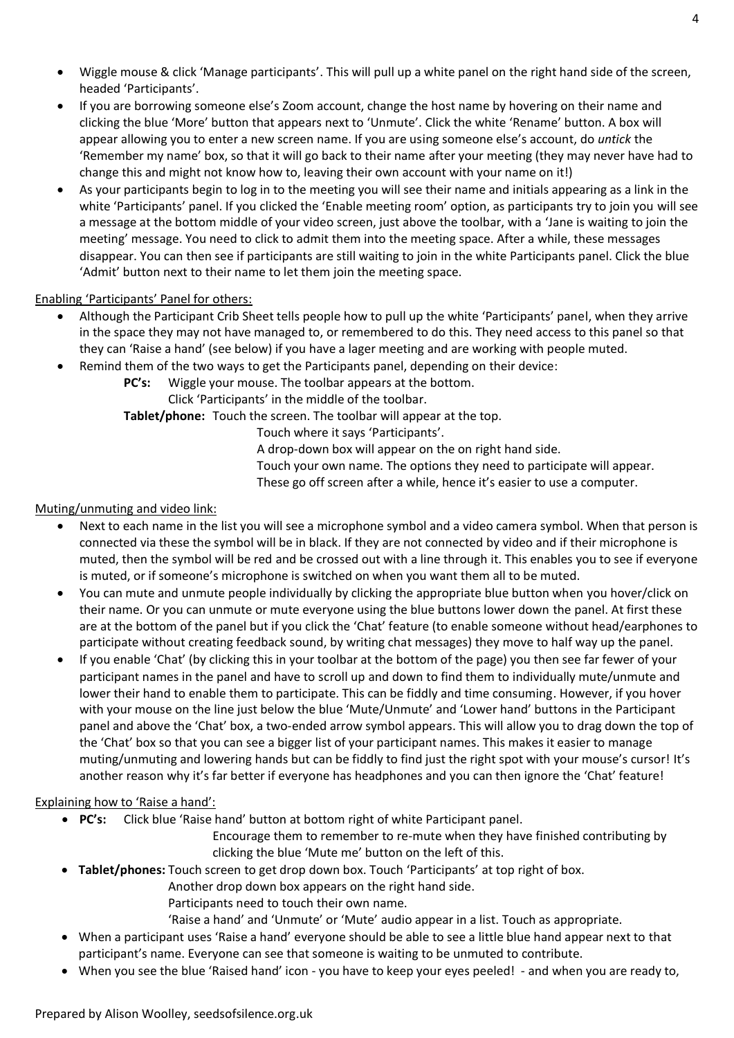- Wiggle mouse & click 'Manage participants'. This will pull up a white panel on the right hand side of the screen, headed 'Participants'.
- If you are borrowing someone else's Zoom account, change the host name by hovering on their name and clicking the blue 'More' button that appears next to 'Unmute'. Click the white 'Rename' button. A box will appear allowing you to enter a new screen name. If you are using someone else's account, do *untick* the 'Remember my name' box, so that it will go back to their name after your meeting (they may never have had to change this and might not know how to, leaving their own account with your name on it!)
- As your participants begin to log in to the meeting you will see their name and initials appearing as a link in the white 'Participants' panel. If you clicked the 'Enable meeting room' option, as participants try to join you will see a message at the bottom middle of your video screen, just above the toolbar, with a 'Jane is waiting to join the meeting' message. You need to click to admit them into the meeting space. After a while, these messages disappear. You can then see if participants are still waiting to join in the white Participants panel. Click the blue 'Admit' button next to their name to let them join the meeting space.

<u>Enabling 'Participants' Panel for others:</u>

- Although the Participant Crib Sheet tells people how to pull up the white 'Participants' panel, when they arrive in the space they may not have managed to, or remembered to do this. They need access to this panel so that they can 'Raise a hand' (see below) if you have a lager meeting and are working with people muted.
- Remind them of the two ways to get the Participants panel, depending on their device:

  **PC's:** Wiggle your mouse. The toolbar appears at the bottom.
  Click 'Participants' in the middle of the toolbar.

  **Tablet/phone:** Touch the screen. The toolbar will appear at the top.
  Touch where it says 'Participants'.
  A drop-down box will appear on the on right hand side.
  Touch your own name. The options they need to participate will appear.
  These go off screen after a while, hence it's easier to use a computer.

<u>Muting/unmuting and video link:</u>

- Next to each name in the list you will see a microphone symbol and a video camera symbol. When that person is connected via these the symbol will be in black. If they are not connected by video and if their microphone is muted, then the symbol will be red and be crossed out with a line through it. This enables you to see if everyone is muted, or if someone's microphone is switched on when you want them all to be muted.
- You can mute and unmute people individually by clicking the appropriate blue button when you hover/click on their name. Or you can unmute or mute everyone using the blue buttons lower down the panel. At first these are at the bottom of the panel but if you click the 'Chat' feature (to enable someone without head/earphones to participate without creating feedback sound, by writing chat messages) they move to half way up the panel.
- If you enable 'Chat' (by clicking this in your toolbar at the bottom of the page) you then see far fewer of your participant names in the panel and have to scroll up and down to find them to individually mute/unmute and lower their hand to enable them to participate. This can be fiddly and time consuming. However, if you hover with your mouse on the line just below the blue 'Mute/Unmute' and 'Lower hand' buttons in the Participant panel and above the 'Chat' box, a two-ended arrow symbol appears. This will allow you to drag down the top of the 'Chat' box so that you can see a bigger list of your participant names. This makes it easier to manage muting/unmuting and lowering hands but can be fiddly to find just the right spot with your mouse's cursor! It's another reason why it's far better if everyone has headphones and you can then ignore the 'Chat' feature!

<u>Explaining how to 'Raise a hand':</u>

- **PC's:** Click blue 'Raise hand' button at bottom right of white Participant panel.
  Encourage them to remember to re-mute when they have finished contributing by clicking the blue 'Mute me' button on the left of this.
- **Tablet/phones:** Touch screen to get drop down box. Touch 'Participants' at top right of box.
  Another drop down box appears on the right hand side.
  Participants need to touch their own name.
  'Raise a hand' and 'Unmute' or 'Mute' audio appear in a list. Touch as appropriate.
- When a participant uses 'Raise a hand' everyone should be able to see a little blue hand appear next to that participant's name. Everyone can see that someone is waiting to be unmuted to contribute.
- When you see the blue 'Raised hand' icon - you have to keep your eyes peeled! - and when you are ready to,

Prepared by Alison Woolley, seedsofsilence.org.uk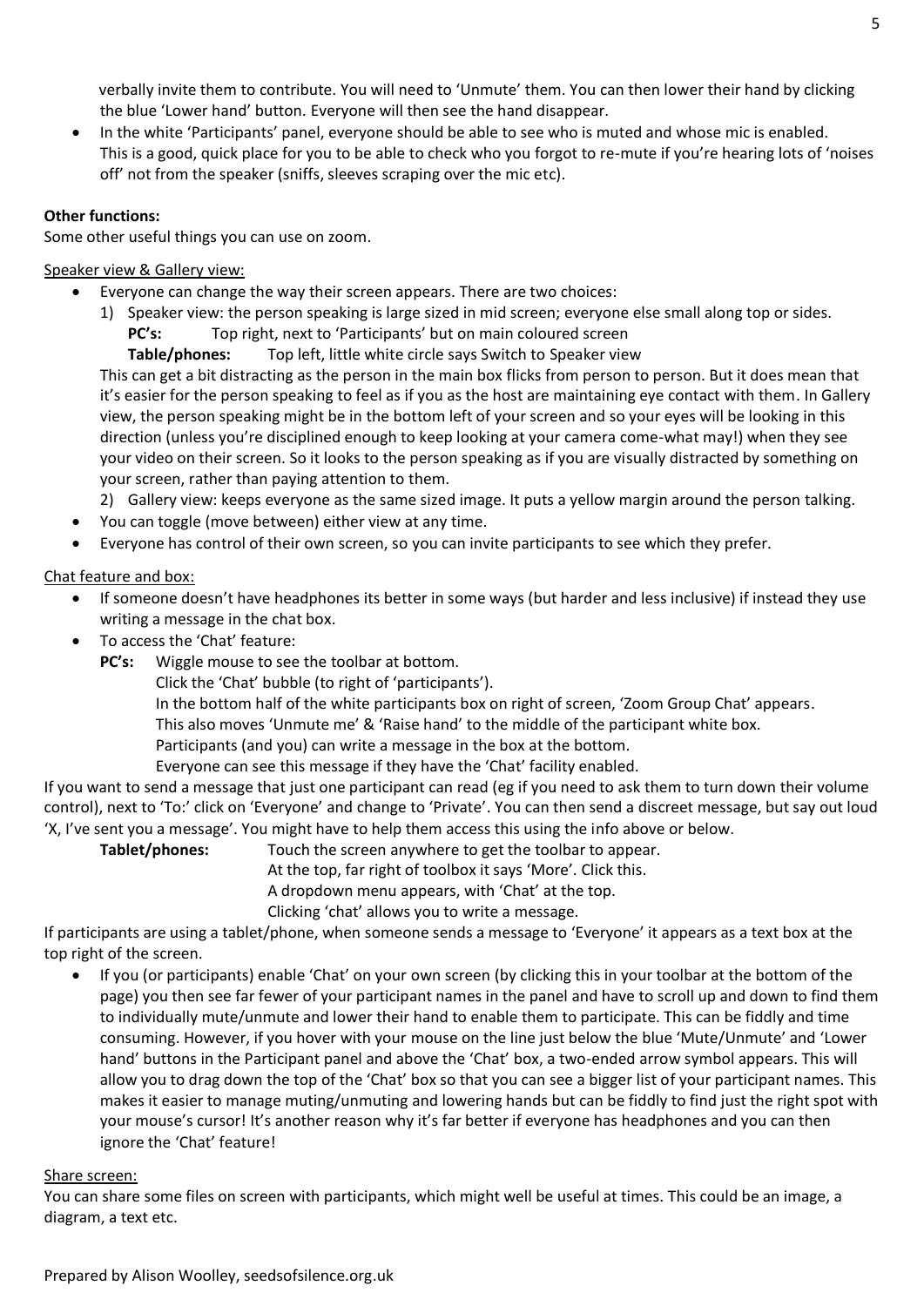verbally invite them to contribute. You will need to 'Unmute' them. You can then lower their hand by clicking the blue 'Lower hand' button. Everyone will then see the hand disappear.

- In the white 'Participants' panel, everyone should be able to see who is muted and whose mic is enabled. This is a good, quick place for you to be able to check who you forgot to re-mute if you're hearing lots of 'noises off' not from the speaker (sniffs, sleeves scraping over the mic etc).

**Other functions:**

Some other useful things you can use on zoom.

Speaker view & Gallery view:

- Everyone can change the way their screen appears. There are two choices:
  1) Speaker view: the person speaking is large sized in mid screen; everyone else small along top or sides.
     **PC's:** Top right, next to 'Participants' but on main coloured screen
     **Table/phones:** Top left, little white circle says Switch to Speaker view

  This can get a bit distracting as the person in the main box flicks from person to person. But it does mean that it's easier for the person speaking to feel as if you as the host are maintaining eye contact with them. In Gallery view, the person speaking might be in the bottom left of your screen and so your eyes will be looking in this direction (unless you're disciplined enough to keep looking at your camera come-what may!) when they see your video on their screen. So it looks to the person speaking as if you are visually distracted by something on your screen, rather than paying attention to them.

  2) Gallery view: keeps everyone as the same sized image. It puts a yellow margin around the person talking.
- You can toggle (move between) either view at any time.
- Everyone has control of their own screen, so you can invite participants to see which they prefer.

Chat feature and box:

- If someone doesn't have headphones its better in some ways (but harder and less inclusive) if instead they use writing a message in the chat box.
- To access the 'Chat' feature:
  **PC's:** Wiggle mouse to see the toolbar at bottom.
  Click the 'Chat' bubble (to right of 'participants').
  In the bottom half of the white participants box on right of screen, 'Zoom Group Chat' appears.
  This also moves 'Unmute me' & 'Raise hand' to the middle of the participant white box.
  Participants (and you) can write a message in the box at the bottom.
  Everyone can see this message if they have the 'Chat' facility enabled.

If you want to send a message that just one participant can read (eg if you need to ask them to turn down their volume control), next to 'To:' click on 'Everyone' and change to 'Private'. You can then send a discreet message, but say out loud 'X, I've sent you a message'. You might have to help them access this using the info above or below.

**Tablet/phones:** Touch the screen anywhere to get the toolbar to appear.
At the top, far right of toolbox it says 'More'. Click this.
A dropdown menu appears, with 'Chat' at the top.
Clicking 'chat' allows you to write a message.

If participants are using a tablet/phone, when someone sends a message to 'Everyone' it appears as a text box at the top right of the screen.

- If you (or participants) enable 'Chat' on your own screen (by clicking this in your toolbar at the bottom of the page) you then see far fewer of your participant names in the panel and have to scroll up and down to find them to individually mute/unmute and lower their hand to enable them to participate. This can be fiddly and time consuming. However, if you hover with your mouse on the line just below the blue 'Mute/Unmute' and 'Lower hand' buttons in the Participant panel and above the 'Chat' box, a two-ended arrow symbol appears. This will allow you to drag down the top of the 'Chat' box so that you can see a bigger list of your participant names. This makes it easier to manage muting/unmuting and lowering hands but can be fiddly to find just the right spot with your mouse's cursor! It's another reason why it's far better if everyone has headphones and you can then ignore the 'Chat' feature!

Share screen:

You can share some files on screen with participants, which might well be useful at times. This could be an image, a diagram, a text etc.

Prepared by Alison Woolley, seedsofsilence.org.uk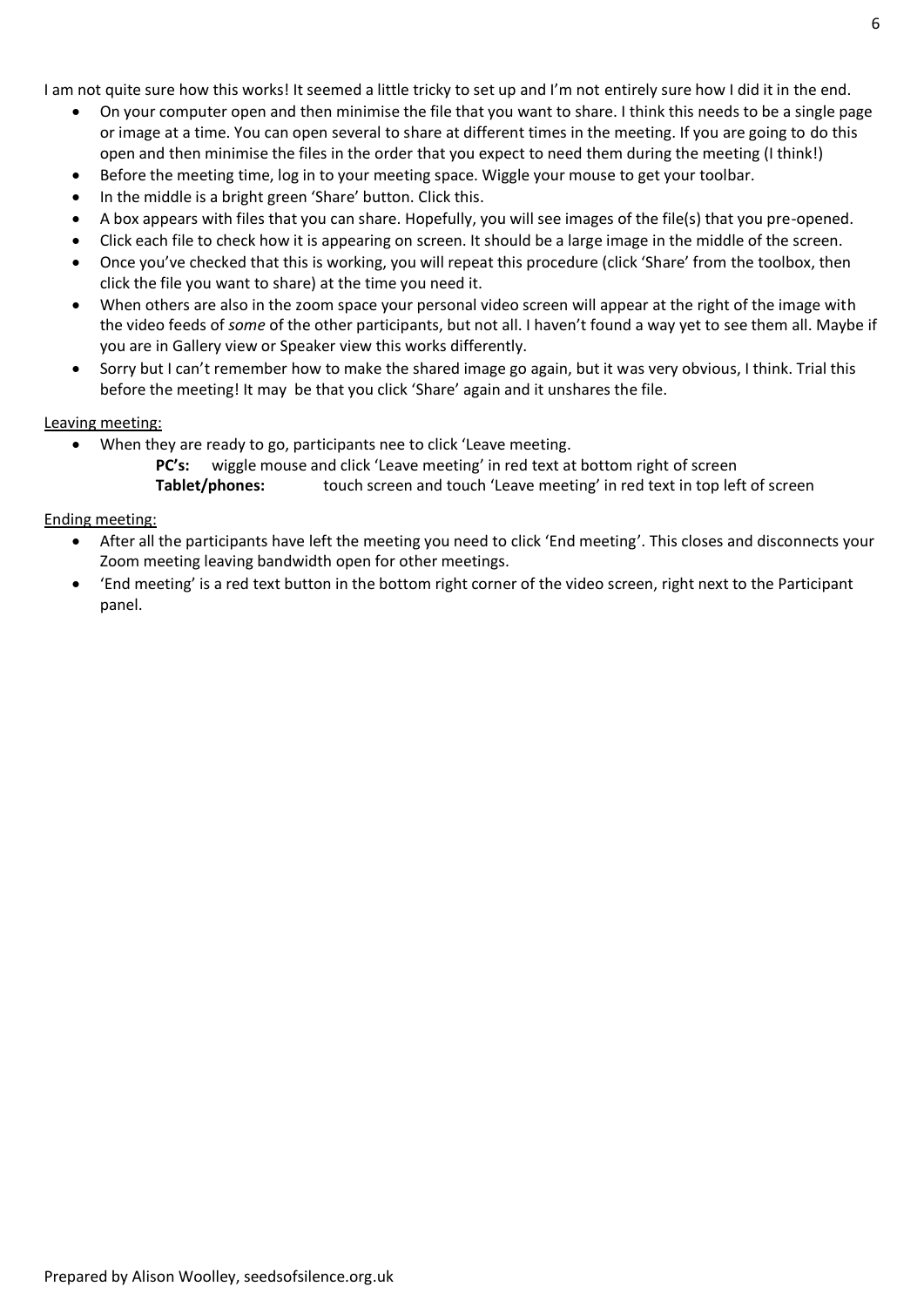I am not quite sure how this works! It seemed a little tricky to set up and I'm not entirely sure how I did it in the end.

- On your computer open and then minimise the file that you want to share. I think this needs to be a single page or image at a time. You can open several to share at different times in the meeting. If you are going to do this open and then minimise the files in the order that you expect to need them during the meeting (I think!)
- Before the meeting time, log in to your meeting space. Wiggle your mouse to get your toolbar.
- In the middle is a bright green 'Share' button. Click this.
- A box appears with files that you can share. Hopefully, you will see images of the file(s) that you pre-opened.
- Click each file to check how it is appearing on screen. It should be a large image in the middle of the screen.
- Once you've checked that this is working, you will repeat this procedure (click 'Share' from the toolbox, then click the file you want to share) at the time you need it.
- When others are also in the zoom space your personal video screen will appear at the right of the image with the video feeds of *some* of the other participants, but not all. I haven't found a way yet to see them all. Maybe if you are in Gallery view or Speaker view this works differently.
- Sorry but I can't remember how to make the shared image go again, but it was very obvious, I think. Trial this before the meeting! It may be that you click 'Share' again and it unshares the file.

<u>Leaving meeting:</u>

- When they are ready to go, participants nee to click 'Leave meeting.

  **PC's:** wiggle mouse and click 'Leave meeting' in red text at bottom right of screen

  **Tablet/phones:** touch screen and touch 'Leave meeting' in red text in top left of screen

<u>Ending meeting:</u>

- After all the participants have left the meeting you need to click 'End meeting'. This closes and disconnects your Zoom meeting leaving bandwidth open for other meetings.
- 'End meeting' is a red text button in the bottom right corner of the video screen, right next to the Participant panel.

Prepared by Alison Woolley, seedsofsilence.org.uk